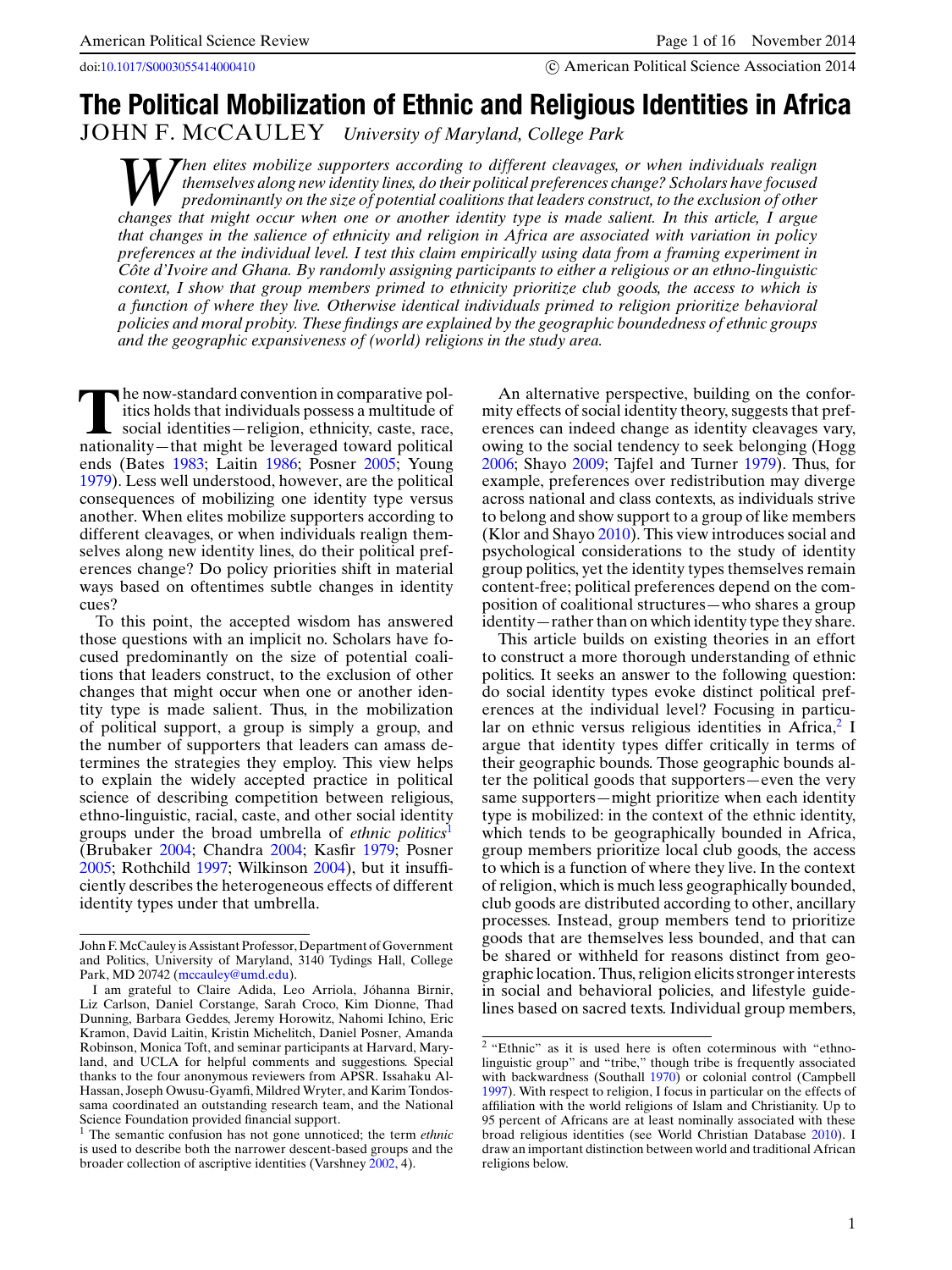doi:10.1017/S0003055414000410

© American Political Science Association 2014

# The Political Mobilization of Ethnic and Religious Identities in Africa

JOHN F. McCAULEY *University of Maryland, College Park*

*When elites mobilize supporters according to different cleavages, or when individuals realign themselves along new identity lines, do their political preferences change? Scholars have focused predominantly on the size of potential coalitions that leaders construct, to the exclusion of other changes that might occur when one or another identity type is made salient. In this article, I argue that changes in the salience of ethnicity and religion in Africa are associated with variation in policy preferences at the individual level. I test this claim empirically using data from a framing experiment in Côte d'Ivoire and Ghana. By randomly assigning participants to either a religious or an ethno-linguistic context, I show that group members primed to ethnicity prioritize club goods, the access to which is a function of where they live. Otherwise identical individuals primed to religion prioritize behavioral policies and moral probity. These findings are explained by the geographic boundedness of ethnic groups and the geographic expansiveness of (world) religions in the study area.*

The now-standard convention in comparative politics holds that individuals possess a multitude of social identities—religion, ethnicity, caste, race, nationality—that might be leveraged toward political ends (Bates 1983; Laitin 1986; Posner 2005; Young 1979). Less well understood, however, are the political consequences of mobilizing one identity type versus another. When elites mobilize supporters according to different cleavages, or when individuals realign themselves along new identity lines, do their political preferences change? Do policy priorities shift in material ways based on oftentimes subtle changes in identity cues?

To this point, the accepted wisdom has answered those questions with an implicit no. Scholars have focused predominantly on the size of potential coalitions that leaders construct, to the exclusion of other changes that might occur when one or another identity type is made salient. Thus, in the mobilization of political support, a group is simply a group, and the number of supporters that leaders can amass determines the strategies they employ. This view helps to explain the widely accepted practice in political science of describing competition between religious, ethno-linguistic, racial, caste, and other social identity groups under the broad umbrella of *ethnic politics*[1] (Brubaker 2004; Chandra 2004; Kasfir 1979; Posner 2005; Rothchild 1997; Wilkinson 2004), but it insufficiently describes the heterogeneous effects of different identity types under that umbrella.

An alternative perspective, building on the conformity effects of social identity theory, suggests that preferences can indeed change as identity cleavages vary, owing to the social tendency to seek belonging (Hogg 2006; Shayo 2009; Tajfel and Turner 1979). Thus, for example, preferences over redistribution may diverge across national and class contexts, as individuals strive to belong and show support to a group of like members (Klor and Shayo 2010). This view introduces social and psychological considerations to the study of identity group politics, yet the identity types themselves remain content-free; political preferences depend on the composition of coalitional structures—who shares a group identity—rather than on which identity type they share.

This article builds on existing theories in an effort to construct a more thorough understanding of ethnic politics. It seeks an answer to the following question: do social identity types evoke distinct political preferences at the individual level? Focusing in particular on ethnic versus religious identities in Africa,[2] I argue that identity types differ critically in terms of their geographic bounds. Those geographic bounds alter the political goods that supporters—even the very same supporters—might prioritize when each identity type is mobilized: in the context of the ethnic identity, which tends to be geographically bounded in Africa, group members prioritize local club goods, the access to which is a function of where they live. In the context of religion, which is much less geographically bounded, club goods are distributed according to other, ancillary processes. Instead, group members tend to prioritize goods that are themselves less bounded, and that can be shared or withheld for reasons distinct from geographic location. Thus, religion elicits stronger interests in social and behavioral policies, and lifestyle guidelines based on sacred texts. Individual group members,

---

John F. McCauley is Assistant Professor, Department of Government and Politics, University of Maryland, 3140 Tydings Hall, College Park, MD 20742 (mccauley@umd.edu).

I am grateful to Claire Adida, Leo Arriola, Jóhanna Birnir, Liz Carlson, Daniel Corstange, Sarah Croco, Kim Dionne, Thad Dunning, Barbara Geddes, Jeremy Horowitz, Nahomi Ichino, Eric Kramon, David Laitin, Kristin Michelitch, Daniel Posner, Amanda Robinson, Monica Toft, and seminar participants at Harvard, Maryland, and UCLA for helpful comments and suggestions. Special thanks to the four anonymous reviewers from APSR. Issahaku Al-Hassan, Joseph Owusu-Gyamfi, Mildred Wryter, and Karim Tondossama coordinated an outstanding research team, and the National Science Foundation provided financial support.

[1] The semantic confusion has not gone unnoticed; the term *ethnic* is used to describe both the narrower descent-based groups and the broader collection of ascriptive identities (Varshney 2002, 4).

[2] "Ethnic" as it is used here is often coterminous with "ethno-linguistic group" and "tribe," though tribe is frequently associated with backwardness (Southall 1970) or colonial control (Campbell 1997). With respect to religion, I focus in particular on the effects of affiliation with the world religions of Islam and Christianity. Up to 95 percent of Africans are at least nominally associated with these broad religious identities (see World Christian Database 2010). I draw an important distinction between world and traditional African religions below.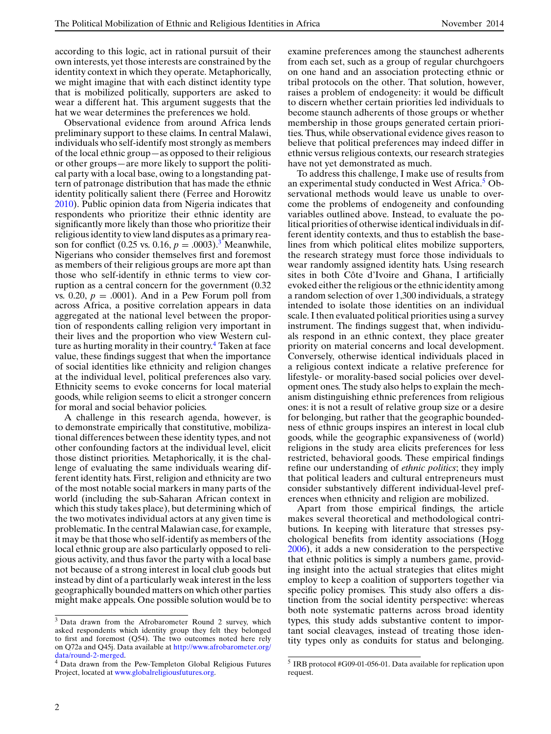according to this logic, act in rational pursuit of their own interests, yet those interests are constrained by the identity context in which they operate. Metaphorically, we might imagine that with each distinct identity type that is mobilized politically, supporters are asked to wear a different hat. This argument suggests that the hat we wear determines the preferences we hold.

Observational evidence from around Africa lends preliminary support to these claims. In central Malawi, individuals who self-identify most strongly as members of the local ethnic group—as opposed to their religious or other groups—are more likely to support the political party with a local base, owing to a longstanding pattern of patronage distribution that has made the ethnic identity politically salient there (Ferree and Horowitz 2010). Public opinion data from Nigeria indicates that respondents who prioritize their ethnic identity are significantly more likely than those who prioritize their religious identity to view land disputes as a primary reason for conflict (0.25 vs. 0.16, $p = .0003$).[3] Meanwhile, Nigerians who consider themselves first and foremost as members of their religious groups are more apt than those who self-identify in ethnic terms to view corruption as a central concern for the government (0.32 vs. 0.20, $p = .0001$). And in a Pew Forum poll from across Africa, a positive correlation appears in data aggregated at the national level between the proportion of respondents calling religion very important in their lives and the proportion who view Western culture as hurting morality in their country.[4] Taken at face value, these findings suggest that when the importance of social identities like ethnicity and religion changes at the individual level, political preferences also vary. Ethnicity seems to evoke concerns for local material goods, while religion seems to elicit a stronger concern for moral and social behavior policies.

A challenge in this research agenda, however, is to demonstrate empirically that constitutive, mobilizational differences between these identity types, and not other confounding factors at the individual level, elicit those distinct priorities. Metaphorically, it is the challenge of evaluating the same individuals wearing different identity hats. First, religion and ethnicity are two of the most notable social markers in many parts of the world (including the sub-Saharan African context in which this study takes place), but determining which of the two motivates individual actors at any given time is problematic. In the central Malawian case, for example, it may be that those who self-identify as members of the local ethnic group are also particularly opposed to religious activity, and thus favor the party with a local base not because of a strong interest in local club goods but instead by dint of a particularly weak interest in the less geographically bounded matters on which other parties might make appeals. One possible solution would be to examine preferences among the staunchest adherents from each set, such as a group of regular churchgoers on one hand and an association protecting ethnic or tribal protocols on the other. That solution, however, raises a problem of endogeneity: it would be difficult to discern whether certain priorities led individuals to become staunch adherents of those groups or whether membership in those groups generated certain priorities. Thus, while observational evidence gives reason to believe that political preferences may indeed differ in ethnic versus religious contexts, our research strategies have not yet demonstrated as much.

To address this challenge, I make use of results from an experimental study conducted in West Africa.[5] Observational methods would leave us unable to overcome the problems of endogeneity and confounding variables outlined above. Instead, to evaluate the political priorities of otherwise identical individuals in different identity contexts, and thus to establish the baselines from which political elites mobilize supporters, the research strategy must force those individuals to wear randomly assigned identity hats. Using research sites in both Côte d'Ivoire and Ghana, I artificially evoked either the religious or the ethnic identity among a random selection of over 1,300 individuals, a strategy intended to isolate those identities on an individual scale. I then evaluated political priorities using a survey instrument. The findings suggest that, when individuals respond in an ethnic context, they place greater priority on material concerns and local development. Conversely, otherwise identical individuals placed in a religious context indicate a relative preference for lifestyle- or morality-based social policies over development ones. The study also helps to explain the mechanism distinguishing ethnic preferences from religious ones: it is not a result of relative group size or a desire for belonging, but rather that the geographic boundedness of ethnic groups inspires an interest in local club goods, while the geographic expansiveness of (world) religions in the study area elicits preferences for less restricted, behavioral goods. These empirical findings refine our understanding of *ethnic politics*; they imply that political leaders and cultural entrepreneurs must consider substantively different individual-level preferences when ethnicity and religion are mobilized.

Apart from those empirical findings, the article makes several theoretical and methodological contributions. In keeping with literature that stresses psychological benefits from identity associations (Hogg 2006), it adds a new consideration to the perspective that ethnic politics is simply a numbers game, providing insight into the actual strategies that elites might employ to keep a coalition of supporters together via specific policy promises. This study also offers a distinction from the social identity perspective: whereas both note systematic patterns across broad identity types, this study adds substantive content to important social cleavages, instead of treating those identity types only as conduits for status and belonging.

---

[3] Data drawn from the Afrobarometer Round 2 survey, which asked respondents which identity group they felt they belonged to first and foremost (Q54). The two outcomes noted here rely on Q72a and Q45j. Data available at http://www.afrobarometer.org/data/round-2-merged.

[4] Data drawn from the Pew-Templeton Global Religious Futures Project, located at www.globalreligiousfutures.org.

[5] IRB protocol #G09-01-056-01. Data available for replication upon request.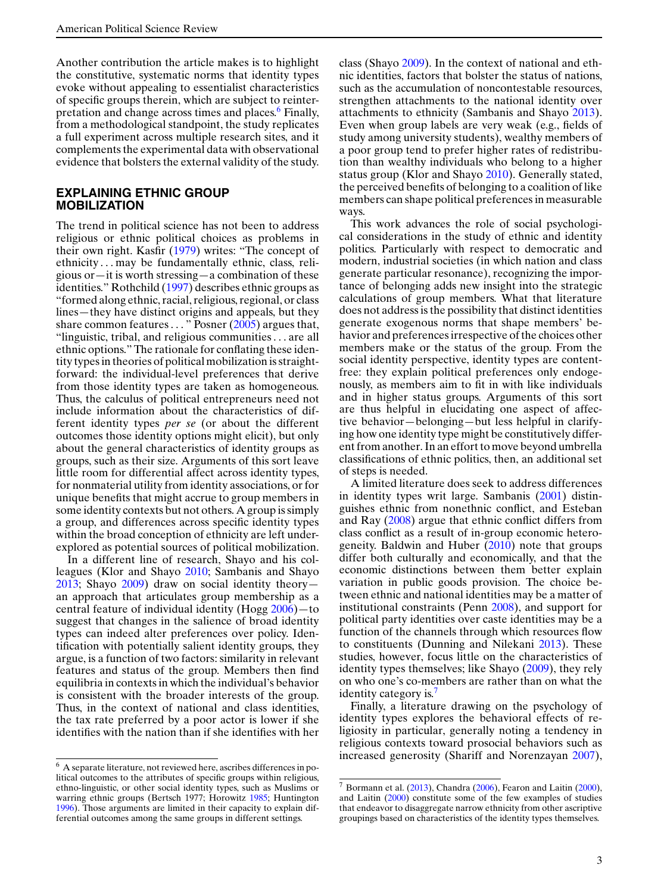Another contribution the article makes is to highlight the constitutive, systematic norms that identity types evoke without appealing to essentialist characteristics of specific groups therein, which are subject to reinterpretation and change across times and places.[6] Finally, from a methodological standpoint, the study replicates a full experiment across multiple research sites, and it complements the experimental data with observational evidence that bolsters the external validity of the study.

## EXPLAINING ETHNIC GROUP MOBILIZATION

The trend in political science has not been to address religious or ethnic political choices as problems in their own right. Kasfir (1979) writes: "The concept of ethnicity . . . may be fundamentally ethnic, class, religious or—it is worth stressing—a combination of these identities." Rothchild (1997) describes ethnic groups as "formed along ethnic, racial, religious, regional, or class lines—they have distinct origins and appeals, but they share common features . . . " Posner (2005) argues that, "linguistic, tribal, and religious communities . . . are all ethnic options." The rationale for conflating these identity types in theories of political mobilization is straightforward: the individual-level preferences that derive from those identity types are taken as homogeneous. Thus, the calculus of political entrepreneurs need not include information about the characteristics of different identity types *per se* (or about the different outcomes those identity options might elicit), but only about the general characteristics of identity groups as groups, such as their size. Arguments of this sort leave little room for differential affect across identity types, for nonmaterial utility from identity associations, or for unique benefits that might accrue to group members in some identity contexts but not others. A group is simply a group, and differences across specific identity types within the broad conception of ethnicity are left underexplored as potential sources of political mobilization.

In a different line of research, Shayo and his colleagues (Klor and Shayo 2010; Sambanis and Shayo 2013; Shayo 2009) draw on social identity theory—an approach that articulates group membership as a central feature of individual identity (Hogg 2006)—to suggest that changes in the salience of broad identity types can indeed alter preferences over policy. Identification with potentially salient identity groups, they argue, is a function of two factors: similarity in relevant features and status of the group. Members then find equilibria in contexts in which the individual's behavior is consistent with the broader interests of the group. Thus, in the context of national and class identities, the tax rate preferred by a poor actor is lower if she identifies with the nation than if she identifies with her class (Shayo 2009). In the context of national and ethnic identities, factors that bolster the status of nations, such as the accumulation of noncontestable resources, strengthen attachments to the national identity over attachments to ethnicity (Sambanis and Shayo 2013). Even when group labels are very weak (e.g., fields of study among university students), wealthy members of a poor group tend to prefer higher rates of redistribution than wealthy individuals who belong to a higher status group (Klor and Shayo 2010). Generally stated, the perceived benefits of belonging to a coalition of like members can shape political preferences in measurable ways.

This work advances the role of social psychological considerations in the study of ethnic and identity politics. Particularly with respect to democratic and modern, industrial societies (in which nation and class generate particular resonance), recognizing the importance of belonging adds new insight into the strategic calculations of group members. What that literature does not address is the possibility that distinct identities generate exogenous norms that shape members' behavior and preferences irrespective of the choices other members make or the status of the group. From the social identity perspective, identity types are content-free: they explain political preferences only endogenously, as members aim to fit in with like individuals and in higher status groups. Arguments of this sort are thus helpful in elucidating one aspect of affective behavior—belonging—but less helpful in clarifying how one identity type might be constitutively different from another. In an effort to move beyond umbrella classifications of ethnic politics, then, an additional set of steps is needed.

A limited literature does seek to address differences in identity types writ large. Sambanis (2001) distinguishes ethnic from nonethnic conflict, and Esteban and Ray (2008) argue that ethnic conflict differs from class conflict as a result of in-group economic heterogeneity. Baldwin and Huber (2010) note that groups differ both culturally and economically, and that the economic distinctions between them better explain variation in public goods provision. The choice between ethnic and national identities may be a matter of institutional constraints (Penn 2008), and support for political party identities over caste identities may be a function of the channels through which resources flow to constituents (Dunning and Nilekani 2013). These studies, however, focus little on the characteristics of identity types themselves; like Shayo (2009), they rely on who one's co-members are rather than on what the identity category is.[7]

Finally, a literature drawing on the psychology of identity types explores the behavioral effects of religiosity in particular, generally noting a tendency in religious contexts toward prosocial behaviors such as increased generosity (Shariff and Norenzayan 2007),

[6] A separate literature, not reviewed here, ascribes differences in political outcomes to the attributes of specific groups within religious, ethno-linguistic, or other social identity types, such as Muslims or warring ethnic groups (Bertsch 1977; Horowitz 1985; Huntington 1996). Those arguments are limited in their capacity to explain differential outcomes among the same groups in different settings.

[7] Bormann et al. (2013), Chandra (2006), Fearon and Laitin (2000), and Laitin (2000) constitute some of the few examples of studies that endeavor to disaggregate narrow ethnicity from other ascriptive groupings based on characteristics of the identity types themselves.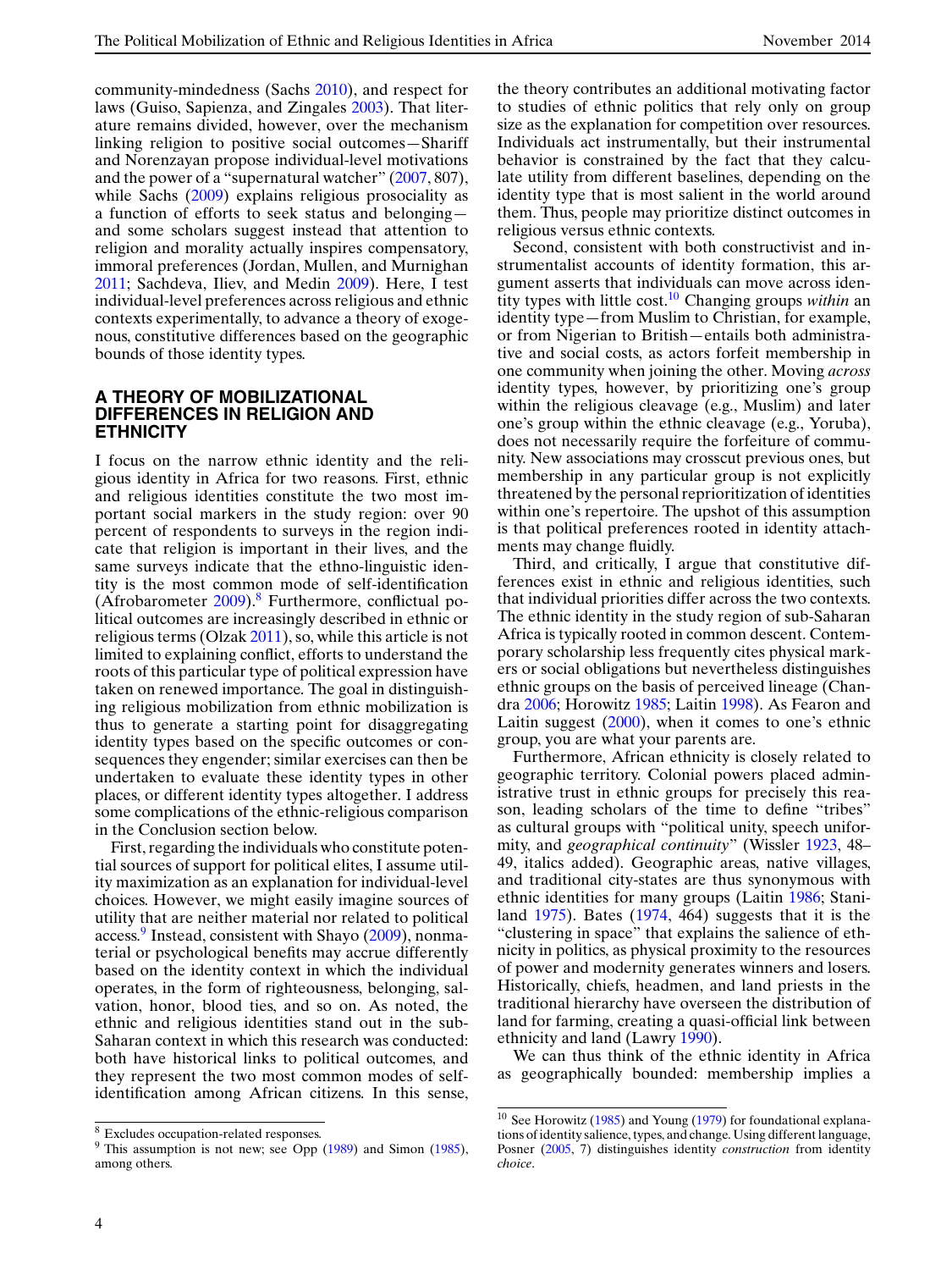community-mindedness (Sachs 2010), and respect for laws (Guiso, Sapienza, and Zingales 2003). That literature remains divided, however, over the mechanism linking religion to positive social outcomes—Shariff and Norenzayan propose individual-level motivations and the power of a "supernatural watcher" (2007, 807), while Sachs (2009) explains religious prosociality as a function of efforts to seek status and belonging—and some scholars suggest instead that attention to religion and morality actually inspires compensatory, immoral preferences (Jordan, Mullen, and Murnighan 2011; Sachdeva, Iliev, and Medin 2009). Here, I test individual-level preferences across religious and ethnic contexts experimentally, to advance a theory of exogenous, constitutive differences based on the geographic bounds of those identity types.

## A THEORY OF MOBILIZATIONAL DIFFERENCES IN RELIGION AND ETHNICITY

I focus on the narrow ethnic identity and the religious identity in Africa for two reasons. First, ethnic and religious identities constitute the two most important social markers in the study region: over 90 percent of respondents to surveys in the region indicate that religion is important in their lives, and the same surveys indicate that the ethno-linguistic identity is the most common mode of self-identification (Afrobarometer 2009).[8] Furthermore, conflictual political outcomes are increasingly described in ethnic or religious terms (Olzak 2011), so, while this article is not limited to explaining conflict, efforts to understand the roots of this particular type of political expression have taken on renewed importance. The goal in distinguishing religious mobilization from ethnic mobilization is thus to generate a starting point for disaggregating identity types based on the specific outcomes or consequences they engender; similar exercises can then be undertaken to evaluate these identity types in other places, or different identity types altogether. I address some complications of the ethnic-religious comparison in the Conclusion section below.

First, regarding the individuals who constitute potential sources of support for political elites, I assume utility maximization as an explanation for individual-level choices. However, we might easily imagine sources of utility that are neither material nor related to political access.[9] Instead, consistent with Shayo (2009), nonmaterial or psychological benefits may accrue differently based on the identity context in which the individual operates, in the form of righteousness, belonging, salvation, honor, blood ties, and so on. As noted, the ethnic and religious identities stand out in the sub-Saharan context in which this research was conducted: both have historical links to political outcomes, and they represent the two most common modes of self-identification among African citizens. In this sense, the theory contributes an additional motivating factor to studies of ethnic politics that rely only on group size as the explanation for competition over resources. Individuals act instrumentally, but their instrumental behavior is constrained by the fact that they calculate utility from different baselines, depending on the identity type that is most salient in the world around them. Thus, people may prioritize distinct outcomes in religious versus ethnic contexts.

Second, consistent with both constructivist and instrumentalist accounts of identity formation, this argument asserts that individuals can move across identity types with little cost.[10] Changing groups *within* an identity type—from Muslim to Christian, for example, or from Nigerian to British—entails both administrative and social costs, as actors forfeit membership in one community when joining the other. Moving *across* identity types, however, by prioritizing one's group within the religious cleavage (e.g., Muslim) and later one's group within the ethnic cleavage (e.g., Yoruba), does not necessarily require the forfeiture of community. New associations may crosscut previous ones, but membership in any particular group is not explicitly threatened by the personal reprioritization of identities within one's repertoire. The upshot of this assumption is that political preferences rooted in identity attachments may change fluidly.

Third, and critically, I argue that constitutive differences exist in ethnic and religious identities, such that individual priorities differ across the two contexts. The ethnic identity in the study region of sub-Saharan Africa is typically rooted in common descent. Contemporary scholarship less frequently cites physical markers or social obligations but nevertheless distinguishes ethnic groups on the basis of perceived lineage (Chandra 2006; Horowitz 1985; Laitin 1998). As Fearon and Laitin suggest (2000), when it comes to one's ethnic group, you are what your parents are.

Furthermore, African ethnicity is closely related to geographic territory. Colonial powers placed administrative trust in ethnic groups for precisely this reason, leading scholars of the time to define "tribes" as cultural groups with "political unity, speech uniformity, and *geographical continuity*" (Wissler 1923, 48–49, italics added). Geographic areas, native villages, and traditional city-states are thus synonymous with ethnic identities for many groups (Laitin 1986; Staniland 1975). Bates (1974, 464) suggests that it is the "clustering in space" that explains the salience of ethnicity in politics, as physical proximity to the resources of power and modernity generates winners and losers. Historically, chiefs, headmen, and land priests in the traditional hierarchy have overseen the distribution of land for farming, creating a quasi-official link between ethnicity and land (Lawry 1990).

We can thus think of the ethnic identity in Africa as geographically bounded: membership implies a

[8] Excludes occupation-related responses.

[9] This assumption is not new; see Opp (1989) and Simon (1985), among others.

[10] See Horowitz (1985) and Young (1979) for foundational explanations of identity salience, types, and change. Using different language, Posner (2005, 7) distinguishes identity *construction* from identity *choice*.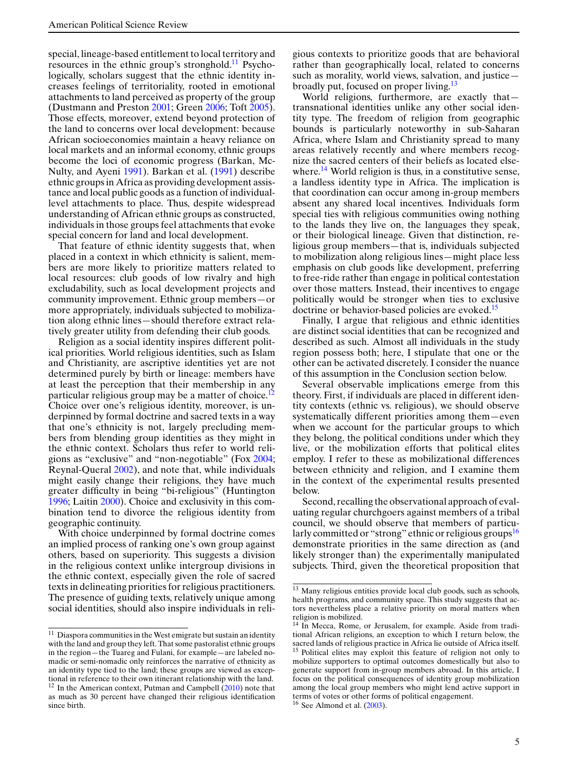special, lineage-based entitlement to local territory and resources in the ethnic group's stronghold.[11] Psychologically, scholars suggest that the ethnic identity increases feelings of territoriality, rooted in emotional attachments to land perceived as property of the group (Dustmann and Preston 2001; Green 2006; Toft 2005). Those effects, moreover, extend beyond protection of the land to concerns over local development: because African socioeconomies maintain a heavy reliance on local markets and an informal economy, ethnic groups become the loci of economic progress (Barkan, McNulty, and Ayeni 1991). Barkan et al. (1991) describe ethnic groups in Africa as providing development assistance and local public goods as a function of individual-level attachments to place. Thus, despite widespread understanding of African ethnic groups as constructed, individuals in those groups feel attachments that evoke special concern for land and local development.

That feature of ethnic identity suggests that, when placed in a context in which ethnicity is salient, members are more likely to prioritize matters related to local resources: club goods of low rivalry and high excludability, such as local development projects and community improvement. Ethnic group members—or more appropriately, individuals subjected to mobilization along ethnic lines—should therefore extract relatively greater utility from defending their club goods.

Religion as a social identity inspires different political priorities. World religious identities, such as Islam and Christianity, are ascriptive identities yet are not determined purely by birth or lineage: members have at least the perception that their membership in any particular religious group may be a matter of choice.[12] Choice over one's religious identity, moreover, is underpinned by formal doctrine and sacred texts in a way that one's ethnicity is not, largely precluding members from blending group identities as they might in the ethnic context. Scholars thus refer to world religions as "exclusive" and "non-negotiable" (Fox 2004; Reynal-Queral 2002), and note that, while individuals might easily change their religions, they have much greater difficulty in being "bi-religious" (Huntington 1996; Laitin 2000). Choice and exclusivity in this combination tend to divorce the religious identity from geographic continuity.

With choice underpinned by formal doctrine comes an implied process of ranking one's own group against others, based on superiority. This suggests a division in the religious context unlike intergroup divisions in the ethnic context, especially given the role of sacred texts in delineating priorities for religious practitioners. The presence of guiding texts, relatively unique among social identities, should also inspire individuals in religious contexts to prioritize goods that are behavioral rather than geographically local, related to concerns such as morality, world views, salvation, and justice—broadly put, focused on proper living.[13]

World religions, furthermore, are exactly that—transnational identities unlike any other social identity type. The freedom of religion from geographic bounds is particularly noteworthy in sub-Saharan Africa, where Islam and Christianity spread to many areas relatively recently and where members recognize the sacred centers of their beliefs as located elsewhere.[14] World religion is thus, in a constitutive sense, a landless identity type in Africa. The implication is that coordination can occur among in-group members absent any shared local incentives. Individuals form special ties with religious communities owing nothing to the lands they live on, the languages they speak, or their biological lineage. Given that distinction, religious group members—that is, individuals subjected to mobilization along religious lines—might place less emphasis on club goods like development, preferring to free-ride rather than engage in political contestation over those matters. Instead, their incentives to engage politically would be stronger when ties to exclusive doctrine or behavior-based policies are evoked.[15]

Finally, I argue that religious and ethnic identities are distinct social identities that can be recognized and described as such. Almost all individuals in the study region possess both; here, I stipulate that one or the other can be activated discretely. I consider the nuance of this assumption in the Conclusion section below.

Several observable implications emerge from this theory. First, if individuals are placed in different identity contexts (ethnic vs. religious), we should observe systematically different priorities among them—even when we account for the particular groups to which they belong, the political conditions under which they live, or the mobilization efforts that political elites employ. I refer to these as mobilizational differences between ethnicity and religion, and I examine them in the context of the experimental results presented below.

Second, recalling the observational approach of evaluating regular churchgoers against members of a tribal council, we should observe that members of particularly committed or "strong" ethnic or religious groups[16] demonstrate priorities in the same direction as (and likely stronger than) the experimentally manipulated subjects. Third, given the theoretical proposition that

[11] Diaspora communities in the West emigrate but sustain an identity with the land and group they left. That some pastoralist ethnic groups in the region—the Tuareg and Fulani, for example—are labeled nomadic or semi-nomadic only reinforces the narrative of ethnicity as an identity type tied to the land; these groups are viewed as exceptional in reference to their own itinerant relationship with the land.

[12] In the American context, Putman and Campbell (2010) note that as much as 30 percent have changed their religious identification since birth.

[13] Many religious entities provide local club goods, such as schools, health programs, and community space. This study suggests that actors nevertheless place a relative priority on moral matters when religion is mobilized.

[14] In Mecca, Rome, or Jerusalem, for example. Aside from traditional African religions, an exception to which I return below, the sacred lands of religious practice in Africa lie outside of Africa itself.

[15] Political elites may exploit this feature of religion not only to mobilize supporters to optimal outcomes domestically but also to generate support from in-group members abroad. In this article, I focus on the political consequences of identity group mobilization among the local group members who might lend active support in terms of votes or other forms of political engagement.

[16] See Almond et al. (2003).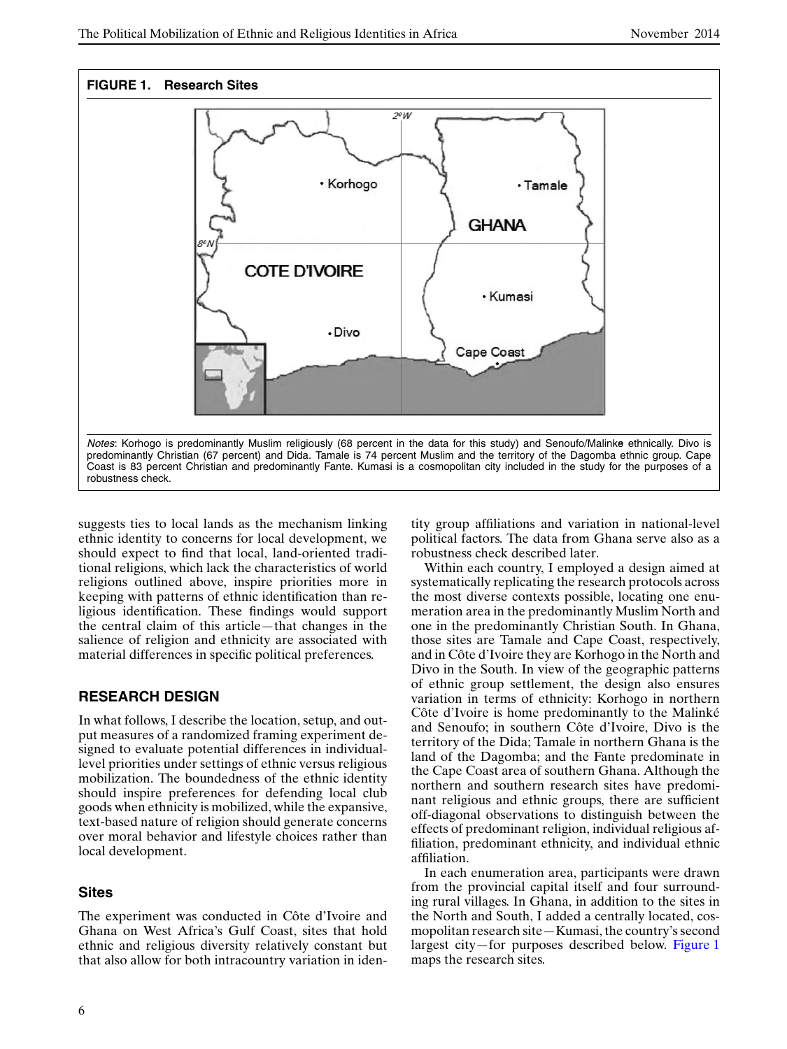**FIGURE 1. Research Sites**

*Notes*: Korhogo is predominantly Muslim religiously (68 percent in the data for this study) and Senoufo/Malinke ethnically. Divo is predominantly Christian (67 percent) and Dida. Tamale is 74 percent Muslim and the territory of the Dagomba ethnic group. Cape Coast is 83 percent Christian and predominantly Fante. Kumasi is a cosmopolitan city included in the study for the purposes of a robustness check.

suggests ties to local lands as the mechanism linking ethnic identity to concerns for local development, we should expect to find that local, land-oriented traditional religions, which lack the characteristics of world religions outlined above, inspire priorities more in keeping with patterns of ethnic identification than religious identification. These findings would support the central claim of this article—that changes in the salience of religion and ethnicity are associated with material differences in specific political preferences.

## RESEARCH DESIGN

In what follows, I describe the location, setup, and output measures of a randomized framing experiment designed to evaluate potential differences in individual-level priorities under settings of ethnic versus religious mobilization. The boundedness of the ethnic identity should inspire preferences for defending local club goods when ethnicity is mobilized, while the expansive, text-based nature of religion should generate concerns over moral behavior and lifestyle choices rather than local development.

### Sites

The experiment was conducted in Côte d'Ivoire and Ghana on West Africa's Gulf Coast, sites that hold ethnic and religious diversity relatively constant but that also allow for both intracountry variation in identity group affiliations and variation in national-level political factors. The data from Ghana serve also as a robustness check described later.

Within each country, I employed a design aimed at systematically replicating the research protocols across the most diverse contexts possible, locating one enumeration area in the predominantly Muslim North and one in the predominantly Christian South. In Ghana, those sites are Tamale and Cape Coast, respectively, and in Côte d'Ivoire they are Korhogo in the North and Divo in the South. In view of the geographic patterns of ethnic group settlement, the design also ensures variation in terms of ethnicity: Korhogo in northern Côte d'Ivoire is home predominantly to the Malinké and Senoufo; in southern Côte d'Ivoire, Divo is the territory of the Dida; Tamale in northern Ghana is the land of the Dagomba; and the Fante predominate in the Cape Coast area of southern Ghana. Although the northern and southern research sites have predominant religious and ethnic groups, there are sufficient off-diagonal observations to distinguish between the effects of predominant religion, individual religious affiliation, predominant ethnicity, and individual ethnic affiliation.

In each enumeration area, participants were drawn from the provincial capital itself and four surrounding rural villages. In Ghana, in addition to the sites in the North and South, I added a centrally located, cosmopolitan research site—Kumasi, the country's second largest city—for purposes described below. Figure 1 maps the research sites.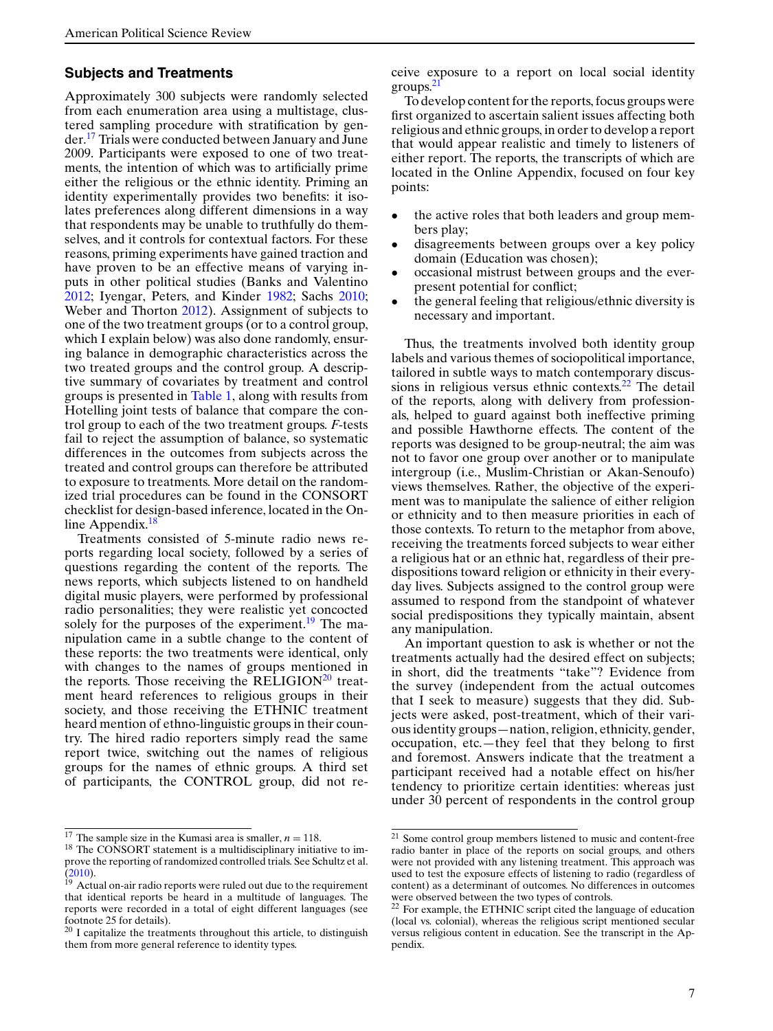## Subjects and Treatments

Approximately 300 subjects were randomly selected from each enumeration area using a multistage, clustered sampling procedure with stratification by gender.[17] Trials were conducted between January and June 2009. Participants were exposed to one of two treatments, the intention of which was to artificially prime either the religious or the ethnic identity. Priming an identity experimentally provides two benefits: it isolates preferences along different dimensions in a way that respondents may be unable to truthfully do themselves, and it controls for contextual factors. For these reasons, priming experiments have gained traction and have proven to be an effective means of varying inputs in other political studies (Banks and Valentino 2012; Iyengar, Peters, and Kinder 1982; Sachs 2010; Weber and Thorton 2012). Assignment of subjects to one of the two treatment groups (or to a control group, which I explain below) was also done randomly, ensuring balance in demographic characteristics across the two treated groups and the control group. A descriptive summary of covariates by treatment and control groups is presented in Table 1, along with results from Hotelling joint tests of balance that compare the control group to each of the two treatment groups. *F*-tests fail to reject the assumption of balance, so systematic differences in the outcomes from subjects across the treated and control groups can therefore be attributed to exposure to treatments. More detail on the randomized trial procedures can be found in the CONSORT checklist for design-based inference, located in the Online Appendix.[18]

Treatments consisted of 5-minute radio news reports regarding local society, followed by a series of questions regarding the content of the reports. The news reports, which subjects listened to on handheld digital music players, were performed by professional radio personalities; they were realistic yet concocted solely for the purposes of the experiment.[19] The manipulation came in a subtle change to the content of these reports: the two treatments were identical, only with changes to the names of groups mentioned in the reports. Those receiving the RELIGION[20] treatment heard references to religious groups in their society, and those receiving the ETHNIC treatment heard mention of ethno-linguistic groups in their country. The hired radio reporters simply read the same report twice, switching out the names of religious groups for the names of ethnic groups. A third set of participants, the CONTROL group, did not receive exposure to a report on local social identity groups.[21]

To develop content for the reports, focus groups were first organized to ascertain salient issues affecting both religious and ethnic groups, in order to develop a report that would appear realistic and timely to listeners of either report. The reports, the transcripts of which are located in the Online Appendix, focused on four key points:

- the active roles that both leaders and group members play;
- disagreements between groups over a key policy domain (Education was chosen);
- occasional mistrust between groups and the ever-present potential for conflict;
- the general feeling that religious/ethnic diversity is necessary and important.

Thus, the treatments involved both identity group labels and various themes of sociopolitical importance, tailored in subtle ways to match contemporary discussions in religious versus ethnic contexts.[22] The detail of the reports, along with delivery from professionals, helped to guard against both ineffective priming and possible Hawthorne effects. The content of the reports was designed to be group-neutral; the aim was not to favor one group over another or to manipulate intergroup (i.e., Muslim-Christian or Akan-Senoufo) views themselves. Rather, the objective of the experiment was to manipulate the salience of either religion or ethnicity and to then measure priorities in each of those contexts. To return to the metaphor from above, receiving the treatments forced subjects to wear either a religious hat or an ethnic hat, regardless of their predispositions toward religion or ethnicity in their everyday lives. Subjects assigned to the control group were assumed to respond from the standpoint of whatever social predispositions they typically maintain, absent any manipulation.

An important question to ask is whether or not the treatments actually had the desired effect on subjects; in short, did the treatments "take"? Evidence from the survey (independent from the actual outcomes that I seek to measure) suggests that they did. Subjects were asked, post-treatment, which of their various identity groups—nation, religion, ethnicity, gender, occupation, etc.—they feel that they belong to first and foremost. Answers indicate that the treatment a participant received had a notable effect on his/her tendency to prioritize certain identities: whereas just under 30 percent of respondents in the control group

---

[17] The sample size in the Kumasi area is smaller, $n = 118$.

[18] The CONSORT statement is a multidisciplinary initiative to improve the reporting of randomized controlled trials. See Schultz et al. (2010).

[19] Actual on-air radio reports were ruled out due to the requirement that identical reports be heard in a multitude of languages. The reports were recorded in a total of eight different languages (see footnote 25 for details).

[20] I capitalize the treatments throughout this article, to distinguish them from more general reference to identity types.

[21] Some control group members listened to music and content-free radio banter in place of the reports on social groups, and others were not provided with any listening treatment. This approach was used to test the exposure effects of listening to radio (regardless of content) as a determinant of outcomes. No differences in outcomes were observed between the two types of controls.

[22] For example, the ETHNIC script cited the language of education (local vs. colonial), whereas the religious script mentioned secular versus religious content in education. See the transcript in the Appendix.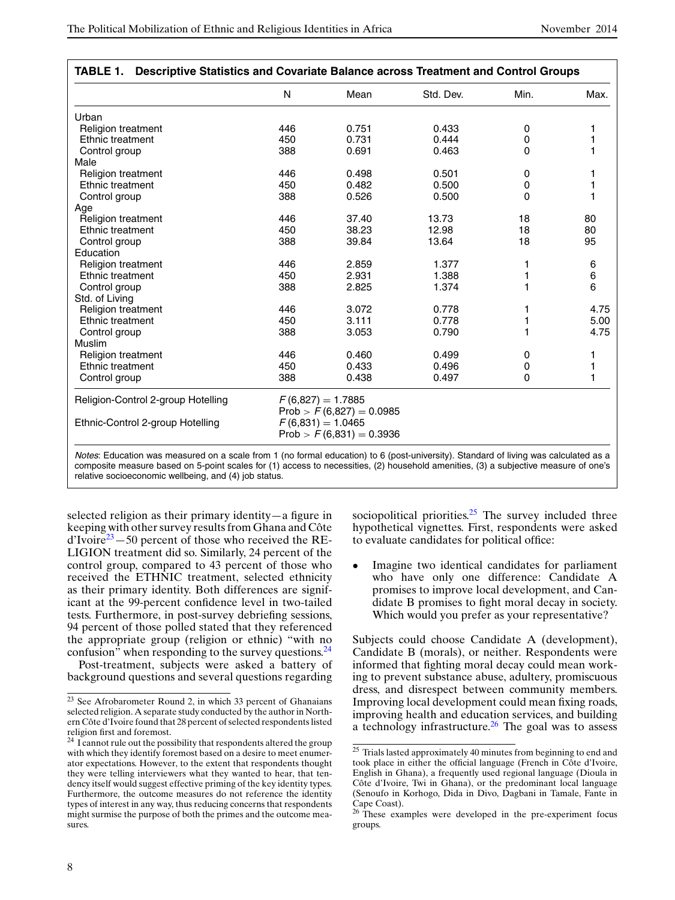**TABLE 1. Descriptive Statistics and Covariate Balance across Treatment and Control Groups**

| | N | Mean | Std. Dev. | Min. | Max. |
|---|---|---|---|---|---|
| Urban | | | | | |
| Religion treatment | 446 | 0.751 | 0.433 | 0 | 1 |
| Ethnic treatment | 450 | 0.731 | 0.444 | 0 | 1 |
| Control group | 388 | 0.691 | 0.463 | 0 | 1 |
| Male | | | | | |
| Religion treatment | 446 | 0.498 | 0.501 | 0 | 1 |
| Ethnic treatment | 450 | 0.482 | 0.500 | 0 | 1 |
| Control group | 388 | 0.526 | 0.500 | 0 | 1 |
| Age | | | | | |
| Religion treatment | 446 | 37.40 | 13.73 | 18 | 80 |
| Ethnic treatment | 450 | 38.23 | 12.98 | 18 | 80 |
| Control group | 388 | 39.84 | 13.64 | 18 | 95 |
| Education | | | | | |
| Religion treatment | 446 | 2.859 | 1.377 | 1 | 6 |
| Ethnic treatment | 450 | 2.931 | 1.388 | 1 | 6 |
| Control group | 388 | 2.825 | 1.374 | 1 | 6 |
| Std. of Living | | | | | |
| Religion treatment | 446 | 3.072 | 0.778 | 1 | 4.75 |
| Ethnic treatment | 450 | 3.111 | 0.778 | 1 | 5.00 |
| Control group | 388 | 3.053 | 0.790 | 1 | 4.75 |
| Muslim | | | | | |
| Religion treatment | 446 | 0.460 | 0.499 | 0 | 1 |
| Ethnic treatment | 450 | 0.433 | 0.496 | 0 | 1 |
| Control group | 388 | 0.438 | 0.497 | 0 | 1 |
| Religion-Control 2-group Hotelling | $F(6,827) = 1.7885$ <br> Prob $> F(6,827) = 0.0985$ | | | | |
| Ethnic-Control 2-group Hotelling | $F(6,831) = 1.0465$ <br> Prob $> F(6,831) = 0.3936$ | | | | |

*Notes*: Education was measured on a scale from 1 (no formal education) to 6 (post-university). Standard of living was calculated as a composite measure based on 5-point scales for (1) access to necessities, (2) household amenities, (3) a subjective measure of one's relative socioeconomic wellbeing, and (4) job status.

selected religion as their primary identity—a figure in keeping with other survey results from Ghana and Côte d'Ivoire[23]—50 percent of those who received the RELIGION treatment did so. Similarly, 24 percent of the control group, compared to 43 percent of those who received the ETHNIC treatment, selected ethnicity as their primary identity. Both differences are significant at the 99-percent confidence level in two-tailed tests. Furthermore, in post-survey debriefing sessions, 94 percent of those polled stated that they referenced the appropriate group (religion or ethnic) "with no confusion" when responding to the survey questions.[24]

Post-treatment, subjects were asked a battery of background questions and several questions regarding sociopolitical priorities.[25] The survey included three hypothetical vignettes. First, respondents were asked to evaluate candidates for political office:

- Imagine two identical candidates for parliament who have only one difference: Candidate A promises to improve local development, and Candidate B promises to fight moral decay in society. Which would you prefer as your representative?

Subjects could choose Candidate A (development), Candidate B (morals), or neither. Respondents were informed that fighting moral decay could mean working to prevent substance abuse, adultery, promiscuous dress, and disrespect between community members. Improving local development could mean fixing roads, improving health and education services, and building a technology infrastructure.[26] The goal was to assess

[23] See Afrobarometer Round 2, in which 33 percent of Ghanaians selected religion. A separate study conducted by the author in Northern Côte d'Ivoire found that 28 percent of selected respondents listed religion first and foremost.

[24] I cannot rule out the possibility that respondents altered the group with which they identify foremost based on a desire to meet enumerator expectations. However, to the extent that respondents thought they were telling interviewers what they wanted to hear, that tendency itself would suggest effective priming of the key identity types. Furthermore, the outcome measures do not reference the identity types of interest in any way, thus reducing concerns that respondents might surmise the purpose of both the primes and the outcome measures.

[25] Trials lasted approximately 40 minutes from beginning to end and took place in either the official language (French in Côte d'Ivoire, English in Ghana), a frequently used regional language (Dioula in Côte d'Ivoire, Twi in Ghana), or the predominant local language (Senoufo in Korhogo, Dida in Divo, Dagbani in Tamale, Fante in Cape Coast).

[26] These examples were developed in the pre-experiment focus groups.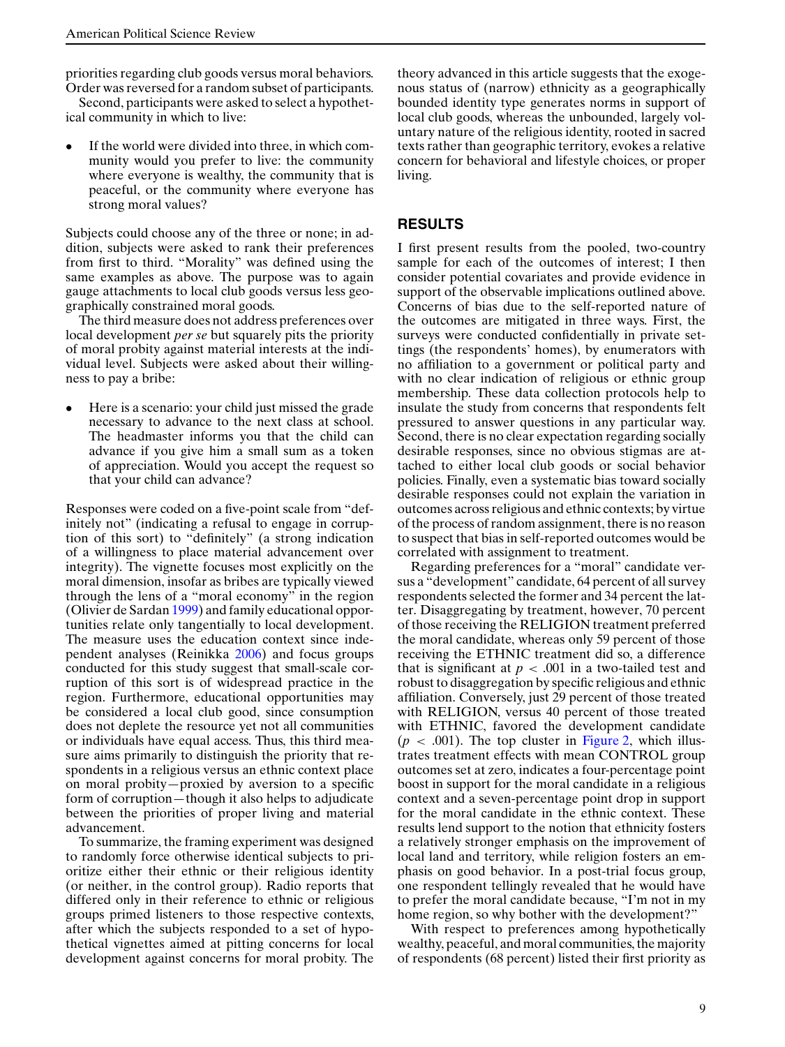priorities regarding club goods versus moral behaviors. Order was reversed for a random subset of participants.

Second, participants were asked to select a hypothetical community in which to live:

- If the world were divided into three, in which community would you prefer to live: the community where everyone is wealthy, the community that is peaceful, or the community where everyone has strong moral values?

Subjects could choose any of the three or none; in addition, subjects were asked to rank their preferences from first to third. "Morality" was defined using the same examples as above. The purpose was to again gauge attachments to local club goods versus less geographically constrained moral goods.

The third measure does not address preferences over local development *per se* but squarely pits the priority of moral probity against material interests at the individual level. Subjects were asked about their willingness to pay a bribe:

- Here is a scenario: your child just missed the grade necessary to advance to the next class at school. The headmaster informs you that the child can advance if you give him a small sum as a token of appreciation. Would you accept the request so that your child can advance?

Responses were coded on a five-point scale from "definitely not" (indicating a refusal to engage in corruption of this sort) to "definitely" (a strong indication of a willingness to place material advancement over integrity). The vignette focuses most explicitly on the moral dimension, insofar as bribes are typically viewed through the lens of a "moral economy" in the region (Olivier de Sardan 1999) and family educational opportunities relate only tangentially to local development. The measure uses the education context since independent analyses (Reinikka 2006) and focus groups conducted for this study suggest that small-scale corruption of this sort is of widespread practice in the region. Furthermore, educational opportunities may be considered a local club good, since consumption does not deplete the resource yet not all communities or individuals have equal access. Thus, this third measure aims primarily to distinguish the priority that respondents in a religious versus an ethnic context place on moral probity—proxied by aversion to a specific form of corruption—though it also helps to adjudicate between the priorities of proper living and material advancement.

To summarize, the framing experiment was designed to randomly force otherwise identical subjects to prioritize either their ethnic or their religious identity (or neither, in the control group). Radio reports that differed only in their reference to ethnic or religious groups primed listeners to those respective contexts, after which the subjects responded to a set of hypothetical vignettes aimed at pitting concerns for local development against concerns for moral probity. The theory advanced in this article suggests that the exogenous status of (narrow) ethnicity as a geographically bounded identity type generates norms in support of local club goods, whereas the unbounded, largely voluntary nature of the religious identity, rooted in sacred texts rather than geographic territory, evokes a relative concern for behavioral and lifestyle choices, or proper living.

## RESULTS

I first present results from the pooled, two-country sample for each of the outcomes of interest; I then consider potential covariates and provide evidence in support of the observable implications outlined above. Concerns of bias due to the self-reported nature of the outcomes are mitigated in three ways. First, the surveys were conducted confidentially in private settings (the respondents' homes), by enumerators with no affiliation to a government or political party and with no clear indication of religious or ethnic group membership. These data collection protocols help to insulate the study from concerns that respondents felt pressured to answer questions in any particular way. Second, there is no clear expectation regarding socially desirable responses, since no obvious stigmas are attached to either local club goods or social behavior policies. Finally, even a systematic bias toward socially desirable responses could not explain the variation in outcomes across religious and ethnic contexts; by virtue of the process of random assignment, there is no reason to suspect that bias in self-reported outcomes would be correlated with assignment to treatment.

Regarding preferences for a "moral" candidate versus a "development" candidate, 64 percent of all survey respondents selected the former and 34 percent the latter. Disaggregating by treatment, however, 70 percent of those receiving the RELIGION treatment preferred the moral candidate, whereas only 59 percent of those receiving the ETHNIC treatment did so, a difference that is significant at $p < .001$ in a two-tailed test and robust to disaggregation by specific religious and ethnic affiliation. Conversely, just 29 percent of those treated with RELIGION, versus 40 percent of those treated with ETHNIC, favored the development candidate ($p < .001$). The top cluster in Figure 2, which illustrates treatment effects with mean CONTROL group outcomes set at zero, indicates a four-percentage point boost in support for the moral candidate in a religious context and a seven-percentage point drop in support for the moral candidate in the ethnic context. These results lend support to the notion that ethnicity fosters a relatively stronger emphasis on the improvement of local land and territory, while religion fosters an emphasis on good behavior. In a post-trial focus group, one respondent tellingly revealed that he would have to prefer the moral candidate because, "I'm not in my home region, so why bother with the development?"

With respect to preferences among hypothetically wealthy, peaceful, and moral communities, the majority of respondents (68 percent) listed their first priority as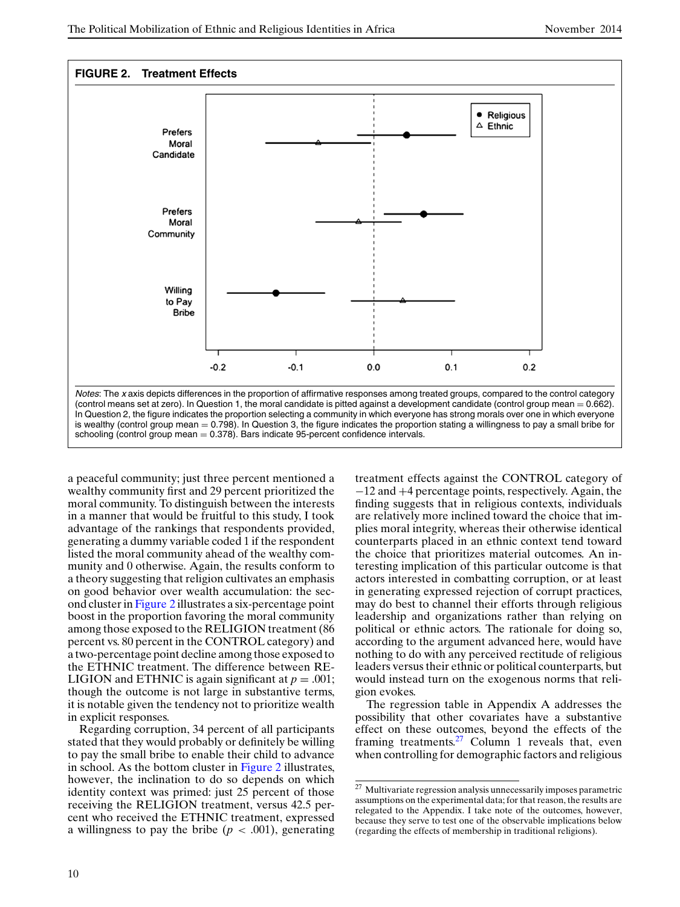**FIGURE 2. Treatment Effects**

*Notes*: The *x* axis depicts differences in the proportion of affirmative responses among treated groups, compared to the control category (control means set at zero). In Question 1, the moral candidate is pitted against a development candidate (control group mean = 0.662). In Question 2, the figure indicates the proportion selecting a community in which everyone has strong morals over one in which everyone is wealthy (control group mean = 0.798). In Question 3, the figure indicates the proportion stating a willingness to pay a small bribe for schooling (control group mean = 0.378). Bars indicate 95-percent confidence intervals.

a peaceful community; just three percent mentioned a wealthy community first and 29 percent prioritized the moral community. To distinguish between the interests in a manner that would be fruitful to this study, I took advantage of the rankings that respondents provided, generating a dummy variable coded 1 if the respondent listed the moral community ahead of the wealthy community and 0 otherwise. Again, the results conform to a theory suggesting that religion cultivates an emphasis on good behavior over wealth accumulation: the second cluster in Figure 2 illustrates a six-percentage point boost in the proportion favoring the moral community among those exposed to the RELIGION treatment (86 percent vs. 80 percent in the CONTROL category) and a two-percentage point decline among those exposed to the ETHNIC treatment. The difference between RELIGION and ETHNIC is again significant at $p = .001$; though the outcome is not large in substantive terms, it is notable given the tendency not to prioritize wealth in explicit responses.

Regarding corruption, 34 percent of all participants stated that they would probably or definitely be willing to pay the small bribe to enable their child to advance in school. As the bottom cluster in Figure 2 illustrates, however, the inclination to do so depends on which identity context was primed: just 25 percent of those receiving the RELIGION treatment, versus 42.5 percent who received the ETHNIC treatment, expressed a willingness to pay the bribe ($p < .001$), generating treatment effects against the CONTROL category of −12 and +4 percentage points, respectively. Again, the finding suggests that in religious contexts, individuals are relatively more inclined toward the choice that implies moral integrity, whereas their otherwise identical counterparts placed in an ethnic context tend toward the choice that prioritizes material outcomes. An interesting implication of this particular outcome is that actors interested in combatting corruption, or at least in generating expressed rejection of corrupt practices, may do best to channel their efforts through religious leadership and organizations rather than relying on political or ethnic actors. The rationale for doing so, according to the argument advanced here, would have nothing to do with any perceived rectitude of religious leaders versus their ethnic or political counterparts, but would instead turn on the exogenous norms that religion evokes.

The regression table in Appendix A addresses the possibility that other covariates have a substantive effect on these outcomes, beyond the effects of the framing treatments.[27] Column 1 reveals that, even when controlling for demographic factors and religious

[27] Multivariate regression analysis unnecessarily imposes parametric assumptions on the experimental data; for that reason, the results are relegated to the Appendix. I take note of the outcomes, however, because they serve to test one of the observable implications below (regarding the effects of membership in traditional religions).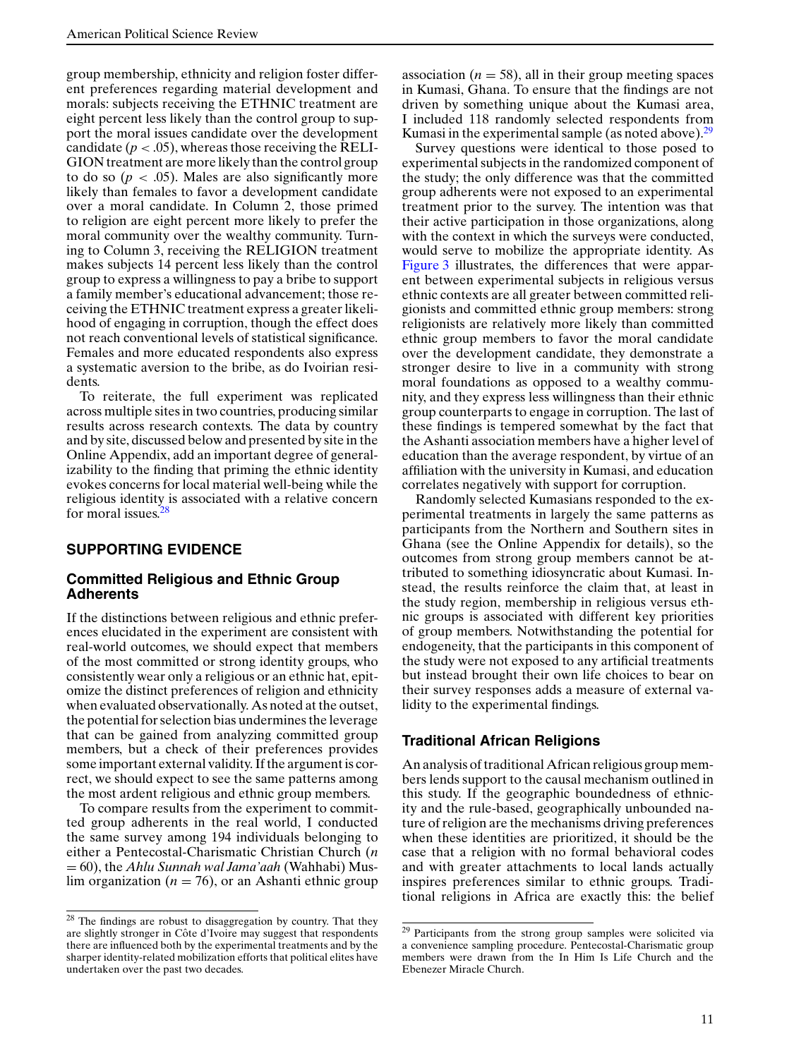group membership, ethnicity and religion foster different preferences regarding material development and morals: subjects receiving the ETHNIC treatment are eight percent less likely than the control group to support the moral issues candidate over the development candidate ($p < .05$), whereas those receiving the RELIGION treatment are more likely than the control group to do so ($p < .05$). Males are also significantly more likely than females to favor a development candidate over a moral candidate. In Column 2, those primed to religion are eight percent more likely to prefer the moral community over the wealthy community. Turning to Column 3, receiving the RELIGION treatment makes subjects 14 percent less likely than the control group to express a willingness to pay a bribe to support a family member's educational advancement; those receiving the ETHNIC treatment express a greater likelihood of engaging in corruption, though the effect does not reach conventional levels of statistical significance. Females and more educated respondents also express a systematic aversion to the bribe, as do Ivoirian residents.

To reiterate, the full experiment was replicated across multiple sites in two countries, producing similar results across research contexts. The data by country and by site, discussed below and presented by site in the Online Appendix, add an important degree of generalizability to the finding that priming the ethnic identity evokes concerns for local material well-being while the religious identity is associated with a relative concern for moral issues.[28]

## SUPPORTING EVIDENCE

### Committed Religious and Ethnic Group Adherents

If the distinctions between religious and ethnic preferences elucidated in the experiment are consistent with real-world outcomes, we should expect that members of the most committed or strong identity groups, who consistently wear only a religious or an ethnic hat, epitomize the distinct preferences of religion and ethnicity when evaluated observationally. As noted at the outset, the potential for selection bias undermines the leverage that can be gained from analyzing committed group members, but a check of their preferences provides some important external validity. If the argument is correct, we should expect to see the same patterns among the most ardent religious and ethnic group members.

To compare results from the experiment to committed group adherents in the real world, I conducted the same survey among 194 individuals belonging to either a Pentecostal-Charismatic Christian Church ($n = 60$), the *Ahlu Sunnah wal Jama'aah* (Wahhabi) Muslim organization ($n = 76$), or an Ashanti ethnic group association ($n = 58$), all in their group meeting spaces in Kumasi, Ghana. To ensure that the findings are not driven by something unique about the Kumasi area, I included 118 randomly selected respondents from Kumasi in the experimental sample (as noted above).[29]

Survey questions were identical to those posed to experimental subjects in the randomized component of the study; the only difference was that the committed group adherents were not exposed to an experimental treatment prior to the survey. The intention was that their active participation in those organizations, along with the context in which the surveys were conducted, would serve to mobilize the appropriate identity. As Figure 3 illustrates, the differences that were apparent between experimental subjects in religious versus ethnic contexts are all greater between committed religionists and committed ethnic group members: strong religionists are relatively more likely than committed ethnic group members to favor the moral candidate over the development candidate, they demonstrate a stronger desire to live in a community with strong moral foundations as opposed to a wealthy community, and they express less willingness than their ethnic group counterparts to engage in corruption. The last of these findings is tempered somewhat by the fact that the Ashanti association members have a higher level of education than the average respondent, by virtue of an affiliation with the university in Kumasi, and education correlates negatively with support for corruption.

Randomly selected Kumasians responded to the experimental treatments in largely the same patterns as participants from the Northern and Southern sites in Ghana (see the Online Appendix for details), so the outcomes from strong group members cannot be attributed to something idiosyncratic about Kumasi. Instead, the results reinforce the claim that, at least in the study region, membership in religious versus ethnic groups is associated with different key priorities of group members. Notwithstanding the potential for endogeneity, that the participants in this component of the study were not exposed to any artificial treatments but instead brought their own life choices to bear on their survey responses adds a measure of external validity to the experimental findings.

### Traditional African Religions

An analysis of traditional African religious group members lends support to the causal mechanism outlined in this study. If the geographic boundedness of ethnicity and the rule-based, geographically unbounded nature of religion are the mechanisms driving preferences when these identities are prioritized, it should be the case that a religion with no formal behavioral codes and with greater attachments to local lands actually inspires preferences similar to ethnic groups. Traditional religions in Africa are exactly this: the belief

[28] The findings are robust to disaggregation by country. That they are slightly stronger in Côte d'Ivoire may suggest that respondents there are influenced both by the experimental treatments and by the sharper identity-related mobilization efforts that political elites have undertaken over the past two decades.

[29] Participants from the strong group samples were solicited via a convenience sampling procedure. Pentecostal-Charismatic group members were drawn from the In Him Is Life Church and the Ebenezer Miracle Church.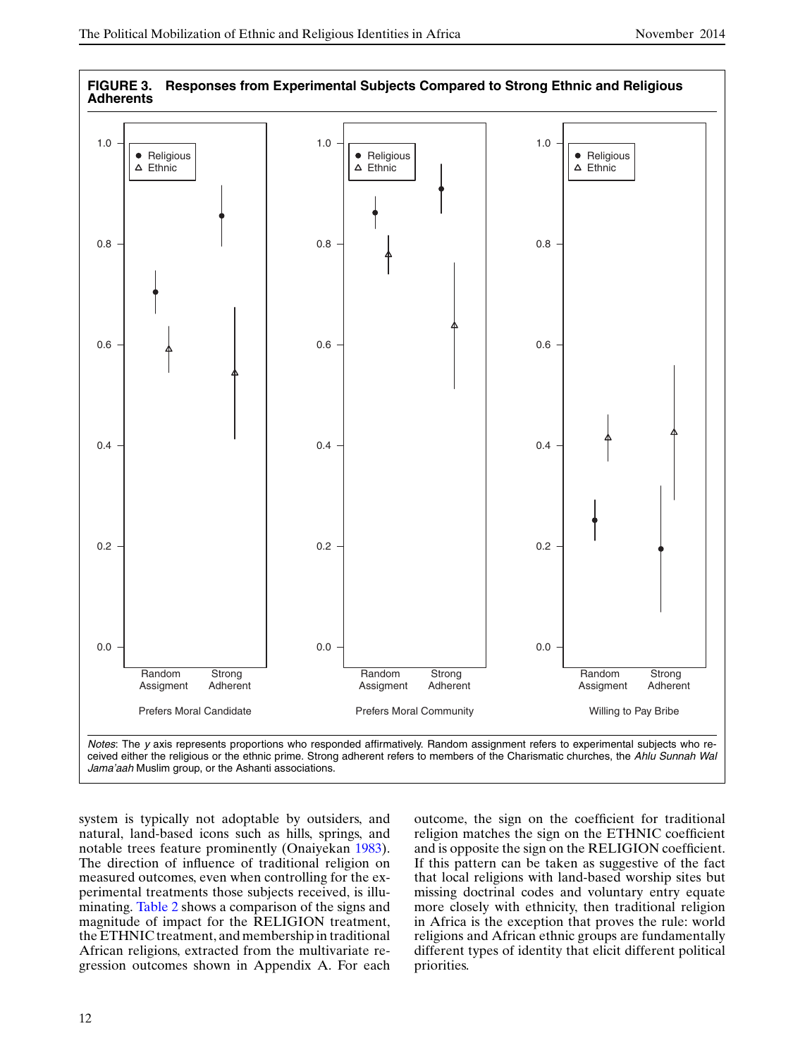**FIGURE 3. Responses from Experimental Subjects Compared to Strong Ethnic and Religious Adherents**

*Notes*: The *y* axis represents proportions who responded affirmatively. Random assignment refers to experimental subjects who received either the religious or the ethnic prime. Strong adherent refers to members of the Charismatic churches, the *Ahlu Sunnah Wal Jama'aah* Muslim group, or the Ashanti associations.

system is typically not adoptable by outsiders, and natural, land-based icons such as hills, springs, and notable trees feature prominently (Onaiyekan 1983). The direction of influence of traditional religion on measured outcomes, even when controlling for the experimental treatments those subjects received, is illuminating. Table 2 shows a comparison of the signs and magnitude of impact for the RELIGION treatment, the ETHNIC treatment, and membership in traditional African religions, extracted from the multivariate regression outcomes shown in Appendix A. For each outcome, the sign on the coefficient for traditional religion matches the sign on the ETHNIC coefficient and is opposite the sign on the RELIGION coefficient. If this pattern can be taken as suggestive of the fact that local religions with land-based worship sites but missing doctrinal codes and voluntary entry equate more closely with ethnicity, then traditional religion in Africa is the exception that proves the rule: world religions and African ethnic groups are fundamentally different types of identity that elicit different political priorities.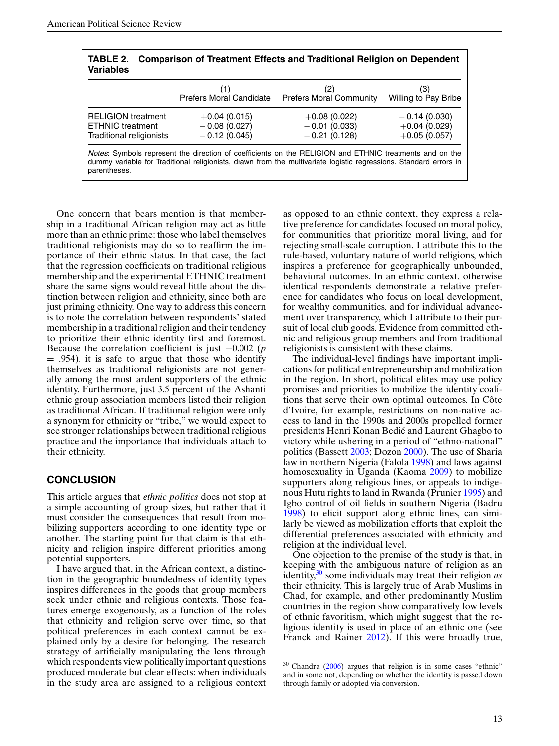**TABLE 2. Comparison of Treatment Effects and Traditional Religion on Dependent Variables**

| | (1) Prefers Moral Candidate | (2) Prefers Moral Community | (3) Willing to Pay Bribe |
|---|---|---|---|
| RELIGION treatment | +0.04 (0.015) | +0.08 (0.022) | −0.14 (0.030) |
| ETHNIC treatment | −0.08 (0.027) | −0.01 (0.033) | +0.04 (0.029) |
| Traditional religionists | −0.12 (0.045) | −0.21 (0.128) | +0.05 (0.057) |

*Notes*: Symbols represent the direction of coefficients on the RELIGION and ETHNIC treatments and on the dummy variable for Traditional religionists, drawn from the multivariate logistic regressions. Standard errors in parentheses.

One concern that bears mention is that membership in a traditional African religion may act as little more than an ethnic prime: those who label themselves traditional religionists may do so to reaffirm the importance of their ethnic status. In that case, the fact that the regression coefficients on traditional religious membership and the experimental ETHNIC treatment share the same signs would reveal little about the distinction between religion and ethnicity, since both are just priming ethnicity. One way to address this concern is to note the correlation between respondents' stated membership in a traditional religion and their tendency to prioritize their ethnic identity first and foremost. Because the correlation coefficient is just −0.002 ($p = .954$), it is safe to argue that those who identify themselves as traditional religionists are not generally among the most ardent supporters of the ethnic identity. Furthermore, just 3.5 percent of the Ashanti ethnic group association members listed their religion as traditional African. If traditional religion were only a synonym for ethnicity or "tribe," we would expect to see stronger relationships between traditional religious practice and the importance that individuals attach to their ethnicity.

## CONCLUSION

This article argues that *ethnic politics* does not stop at a simple accounting of group sizes, but rather that it must consider the consequences that result from mobilizing supporters according to one identity type or another. The starting point for that claim is that ethnicity and religion inspire different priorities among potential supporters.

I have argued that, in the African context, a distinction in the geographic boundedness of identity types inspires differences in the goods that group members seek under ethnic and religious contexts. Those features emerge exogenously, as a function of the roles that ethnicity and religion serve over time, so that political preferences in each context cannot be explained only by a desire for belonging. The research strategy of artificially manipulating the lens through which respondents view politically important questions produced moderate but clear effects: when individuals in the study area are assigned to a religious context as opposed to an ethnic context, they express a relative preference for candidates focused on moral policy, for communities that prioritize moral living, and for rejecting small-scale corruption. I attribute this to the rule-based, voluntary nature of world religions, which inspires a preference for geographically unbounded, behavioral outcomes. In an ethnic context, otherwise identical respondents demonstrate a relative preference for candidates who focus on local development, for wealthy communities, and for individual advancement over transparency, which I attribute to their pursuit of local club goods. Evidence from committed ethnic and religious group members and from traditional religionists is consistent with these claims.

The individual-level findings have important implications for political entrepreneurship and mobilization in the region. In short, political elites may use policy promises and priorities to mobilize the identity coalitions that serve their own optimal outcomes. In Côte d'Ivoire, for example, restrictions on non-native access to land in the 1990s and 2000s propelled former presidents Henri Konan Bedié and Laurent Ghagbo to victory while ushering in a period of "ethno-national" politics (Bassett 2003; Dozon 2000). The use of Sharia law in northern Nigeria (Falola 1998) and laws against homosexuality in Uganda (Kaoma 2009) to mobilize supporters along religious lines, or appeals to indigenous Hutu rights to land in Rwanda (Prunier 1995) and Igbo control of oil fields in southern Nigeria (Badru 1998) to elicit support along ethnic lines, can similarly be viewed as mobilization efforts that exploit the differential preferences associated with ethnicity and religion at the individual level.

One objection to the premise of the study is that, in keeping with the ambiguous nature of religion as an identity,[30] some individuals may treat their religion *as* their ethnicity. This is largely true of Arab Muslims in Chad, for example, and other predominantly Muslim countries in the region show comparatively low levels of ethnic favoritism, which might suggest that the religious identity is used in place of an ethnic one (see Franck and Rainer 2012). If this were broadly true,

[30] Chandra (2006) argues that religion is in some cases "ethnic" and in some not, depending on whether the identity is passed down through family or adopted via conversion.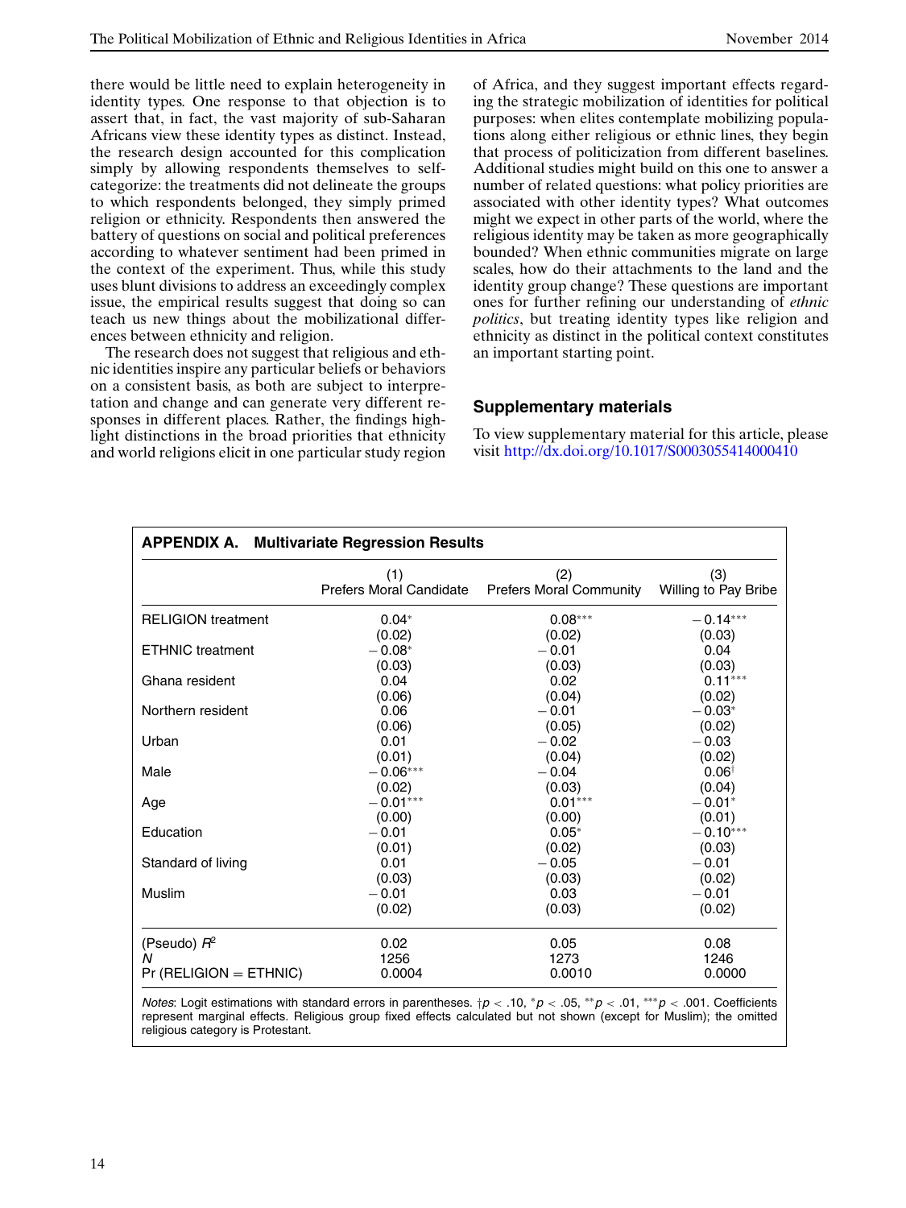there would be little need to explain heterogeneity in identity types. One response to that objection is to assert that, in fact, the vast majority of sub-Saharan Africans view these identity types as distinct. Instead, the research design accounted for this complication simply by allowing respondents themselves to self-categorize: the treatments did not delineate the groups to which respondents belonged, they simply primed religion or ethnicity. Respondents then answered the battery of questions on social and political preferences according to whatever sentiment had been primed in the context of the experiment. Thus, while this study uses blunt divisions to address an exceedingly complex issue, the empirical results suggest that doing so can teach us new things about the mobilizational differences between ethnicity and religion.

The research does not suggest that religious and ethnic identities inspire any particular beliefs or behaviors on a consistent basis, as both are subject to interpretation and change and can generate very different responses in different places. Rather, the findings highlight distinctions in the broad priorities that ethnicity and world religions elicit in one particular study region of Africa, and they suggest important effects regarding the strategic mobilization of identities for political purposes: when elites contemplate mobilizing populations along either religious or ethnic lines, they begin that process of politicization from different baselines. Additional studies might build on this one to answer a number of related questions: what policy priorities are associated with other identity types? What outcomes might we expect in other parts of the world, where the religious identity may be taken as more geographically bounded? When ethnic communities migrate on large scales, how do their attachments to the land and the identity group change? These questions are important ones for further refining our understanding of *ethnic politics*, but treating identity types like religion and ethnicity as distinct in the political context constitutes an important starting point.

## Supplementary materials

To view supplementary material for this article, please visit http://dx.doi.org/10.1017/S0003055414000410

**APPENDIX A. Multivariate Regression Results**

| | (1) Prefers Moral Candidate | (2) Prefers Moral Community | (3) Willing to Pay Bribe |
|---|---|---|---|
| RELIGION treatment | 0.04* | 0.08*** | −0.14*** |
| | (0.02) | (0.02) | (0.03) |
| ETHNIC treatment | −0.08* | −0.01 | 0.04 |
| | (0.03) | (0.03) | (0.03) |
| Ghana resident | 0.04 | 0.02 | 0.11*** |
| | (0.06) | (0.04) | (0.02) |
| Northern resident | 0.06 | −0.01 | −0.03* |
| | (0.06) | (0.05) | (0.02) |
| Urban | 0.01 | −0.02 | −0.03 |
| | (0.01) | (0.04) | (0.02) |
| Male | −0.06*** | −0.04 | 0.06† |
| | (0.02) | (0.03) | (0.04) |
| Age | −0.01*** | 0.01*** | −0.01* |
| | (0.00) | (0.00) | (0.01) |
| Education | −0.01 | 0.05* | −0.10*** |
| | (0.01) | (0.02) | (0.03) |
| Standard of living | 0.01 | −0.05 | −0.01 |
| | (0.03) | (0.03) | (0.02) |
| Muslim | −0.01 | 0.03 | −0.01 |
| | (0.02) | (0.03) | (0.02) |
| (Pseudo) $R^2$ | 0.02 | 0.05 | 0.08 |
| $N$ | 1256 | 1273 | 1246 |
| Pr (RELIGION = ETHNIC) | 0.0004 | 0.0010 | 0.0000 |

*Notes*: Logit estimations with standard errors in parentheses. †$p < .10$, *$p < .05$, **$p < .01$, ***$p < .001$. Coefficients represent marginal effects. Religious group fixed effects calculated but not shown (except for Muslim); the omitted religious category is Protestant.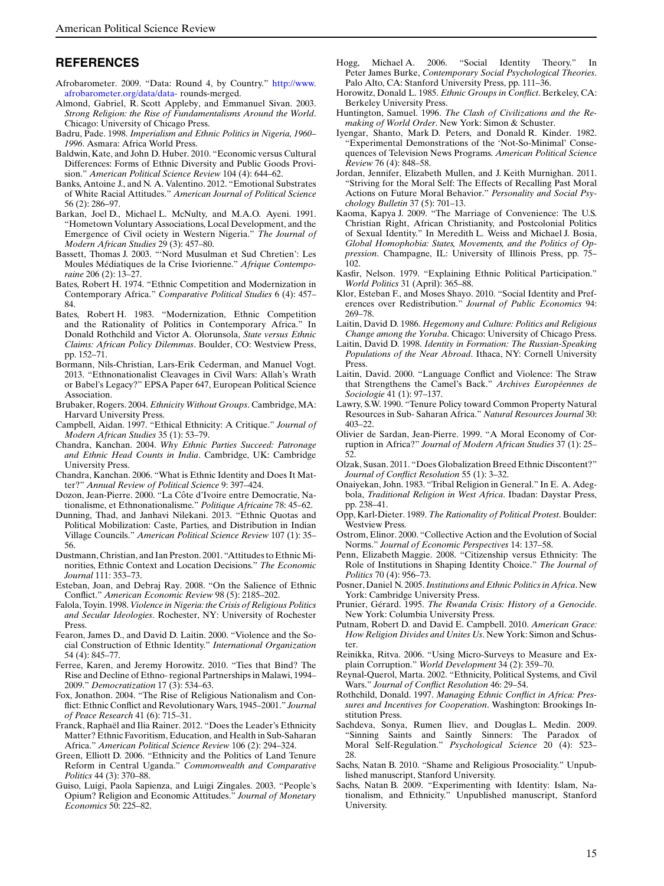## REFERENCES

Afrobarometer. 2009. "Data: Round 4, by Country." http://www.afrobarometer.org/data/data- rounds-merged.

Almond, Gabriel, R. Scott Appleby, and Emmanuel Sivan. 2003. *Strong Religion: the Rise of Fundamentalisms Around the World*. Chicago: University of Chicago Press.

Badru, Pade. 1998. *Imperialism and Ethnic Politics in Nigeria, 1960–1996*. Asmara: Africa World Press.

Baldwin, Kate, and John D. Huber. 2010. "Economic versus Cultural Differences: Forms of Ethnic Diversity and Public Goods Provision." *American Political Science Review* 104 (4): 644–62.

Banks, Antoine J., and N. A. Valentino. 2012. "Emotional Substrates of White Racial Attitudes." *American Journal of Political Science* 56 (2): 286–97.

Barkan, Joel D., Michael L. McNulty, and M.A.O. Ayeni. 1991. "Hometown Voluntary Associations, Local Development, and the Emergence of Civil ociety in Western Nigeria." *The Journal of Modern African Studies* 29 (3): 457–80.

Bassett, Thomas J. 2003. "'Nord Musulman et Sud Chretien': Les Moules Médiatiques de la Crise Iviorienne." *Afrique Contemporaine* 206 (2): 13–27.

Bates, Robert H. 1974. "Ethnic Competition and Modernization in Contemporary Africa." *Comparative Political Studies* 6 (4): 457–84.

Bates, Robert H. 1983. "Modernization, Ethnic Competition and the Rationality of Politics in Contemporary Africa." In Donald Rothchild and Victor A. Olorunsola, *State versus Ethnic Claims: African Policy Dilemmas*. Boulder, CO: Westview Press, pp. 152–71.

Bormann, Nils-Christian, Lars-Erik Cederman, and Manuel Vogt. 2013. "Ethnonationalist Cleavages in Civil Wars: Allah's Wrath or Babel's Legacy?" EPSA Paper 647, European Political Science Association.

Brubaker, Rogers. 2004. *Ethnicity Without Groups*. Cambridge, MA: Harvard University Press.

Campbell, Aidan. 1997. "Ethical Ethnicity: A Critique." *Journal of Modern African Studies* 35 (1): 53–79.

Chandra, Kanchan. 2004. *Why Ethnic Parties Succeed: Patronage and Ethnic Head Counts in India*. Cambridge, UK: Cambridge University Press.

Chandra, Kanchan. 2006. "What is Ethnic Identity and Does It Matter?" *Annual Review of Political Science* 9: 397–424.

Dozon, Jean-Pierre. 2000. "La Côte d'Ivoire entre Democratie, Nationalisme, et Ethnonationalisme." *Politique Africaine* 78: 45–62.

Dunning, Thad, and Janhavi Nilekani. 2013. "Ethnic Quotas and Political Mobilization: Caste, Parties, and Distribution in Indian Village Councils." *American Political Science Review* 107 (1): 35–56.

Dustmann, Christian, and Ian Preston. 2001. "Attitudes to Ethnic Minorities, Ethnic Context and Location Decisions." *The Economic Journal* 111: 353–73.

Esteban, Joan, and Debraj Ray. 2008. "On the Salience of Ethnic Conflict." *American Economic Review* 98 (5): 2185–202.

Falola, Toyin. 1998. *Violence in Nigeria: the Crisis of Religious Politics and Secular Ideologies*. Rochester, NY: University of Rochester Press.

Fearon, James D., and David D. Laitin. 2000. "Violence and the Social Construction of Ethnic Identity." *International Organization* 54 (4): 845–77.

Ferree, Karen, and Jeremy Horowitz. 2010. "Ties that Bind? The Rise and Decline of Ethno- regional Partnerships in Malawi, 1994–2009." *Democratization* 17 (3): 534–63.

Fox, Jonathon. 2004. "The Rise of Religious Nationalism and Conflict: Ethnic Conflict and Revolutionary Wars, 1945–2001." *Journal of Peace Research* 41 (6): 715–31.

Franck, Raphaël and Ilia Rainer. 2012. "Does the Leader's Ethnicity Matter? Ethnic Favoritism, Education, and Health in Sub-Saharan Africa." *American Political Science Review* 106 (2): 294–324.

Green, Elliott D. 2006. "Ethnicity and the Politics of Land Tenure Reform in Central Uganda." *Commonwealth and Comparative Politics* 44 (3): 370–88.

Guiso, Luigi, Paola Sapienza, and Luigi Zingales. 2003. "People's Opium? Religion and Economic Attitudes." *Journal of Monetary Economics* 50: 225–82.

Hogg, Michael A. 2006. "Social Identity Theory." In Peter James Burke, *Contemporary Social Psychological Theories*. Palo Alto, CA: Stanford University Press, pp. 111–36.

Horowitz, Donald L. 1985. *Ethnic Groups in Conflict*. Berkeley, CA: Berkeley University Press.

Huntington, Samuel. 1996. *The Clash of Civilizations and the Remaking of World Order*. New York: Simon & Schuster.

Iyengar, Shanto, Mark D. Peters, and Donald R. Kinder. 1982. "Experimental Demonstrations of the 'Not-So-Minimal' Consequences of Television News Programs. *American Political Science Review* 76 (4): 848–58.

Jordan, Jennifer, Elizabeth Mullen, and J. Keith Murnighan. 2011. "Striving for the Moral Self: The Effects of Recalling Past Moral Actions on Future Moral Behavior." *Personality and Social Psychology Bulletin* 37 (5): 701–13.

Kaoma, Kapya J. 2009. "The Marriage of Convenience: The U.S. Christian Right, African Christianity, and Postcolonial Politics of Sexual Identity." In Meredith L. Weiss and Michael J. Bosia, *Global Homophobia: States, Movements, and the Politics of Oppression*. Champagne, IL: University of Illinois Press, pp. 75–102.

Kasfir, Nelson. 1979. "Explaining Ethnic Political Participation." *World Politics* 31 (April): 365–88.

Klor, Esteban F., and Moses Shayo. 2010. "Social Identity and Preferences over Redistribution." *Journal of Public Economics* 94: 269–78.

Laitin, David D. 1986. *Hegemony and Culture: Politics and Religious Change among the Yoruba*. Chicago: University of Chicago Press.

Laitin, David D. 1998. *Identity in Formation: The Russian-Speaking Populations of the Near Abroad*. Ithaca, NY: Cornell University Press.

Laitin, David. 2000. "Language Conflict and Violence: The Straw that Strengthens the Camel's Back." *Archives Européennes de Sociologie* 41 (1): 97–137.

Lawry, S.W. 1990. "Tenure Policy toward Common Property Natural Resources in Sub- Saharan Africa." *Natural Resources Journal* 30: 403–22.

Olivier de Sardan, Jean-Pierre. 1999. "A Moral Economy of Corruption in Africa?" *Journal of Modern African Studies* 37 (1): 25–52.

Olzak, Susan. 2011. "Does Globalization Breed Ethnic Discontent?" *Journal of Conflict Resolution* 55 (1): 3–32.

Onaiyekan, John. 1983. "Tribal Religion in General." In E. A. Adegbola, *Traditional Religion in West Africa*. Ibadan: Daystar Press, pp. 238–41.

Opp, Karl-Dieter. 1989. *The Rationality of Political Protest*. Boulder: Westview Press.

Ostrom, Elinor. 2000. "Collective Action and the Evolution of Social Norms." *Journal of Economic Perspectives* 14: 137–58.

Penn, Elizabeth Maggie. 2008. "Citizenship versus Ethnicity: The Role of Institutions in Shaping Identity Choice." *The Journal of Politics* 70 (4): 956–73.

Posner, Daniel N. 2005. *Institutions and Ethnic Politics in Africa*. New York: Cambridge University Press.

Prunier, Gérard. 1995. *The Rwanda Crisis: History of a Genocide*. New York: Columbia University Press.

Putnam, Robert D. and David E. Campbell. 2010. *American Grace: How Religion Divides and Unites Us*. New York: Simon and Schuster.

Reinikka, Ritva. 2006. "Using Micro-Surveys to Measure and Explain Corruption." *World Development* 34 (2): 359–70.

Reynal-Querol, Marta. 2002. "Ethnicity, Political Systems, and Civil Wars." *Journal of Conflict Resolution* 46: 29–54.

Rothchild, Donald. 1997. *Managing Ethnic Conflict in Africa: Pressures and Incentives for Cooperation*. Washington: Brookings Institution Press.

Sachdeva, Sonya, Rumen Iliev, and Douglas L. Medin. 2009. "Sinning Saints and Saintly Sinners: The Paradox of Moral Self-Regulation." *Psychological Science* 20 (4): 523–28.

Sachs, Natan B. 2010. "Shame and Religious Prosociality." Unpublished manuscript, Stanford University.

Sachs, Natan B. 2009. "Experimenting with Identity: Islam, Nationalism, and Ethnicity." Unpublished manuscript, Stanford University.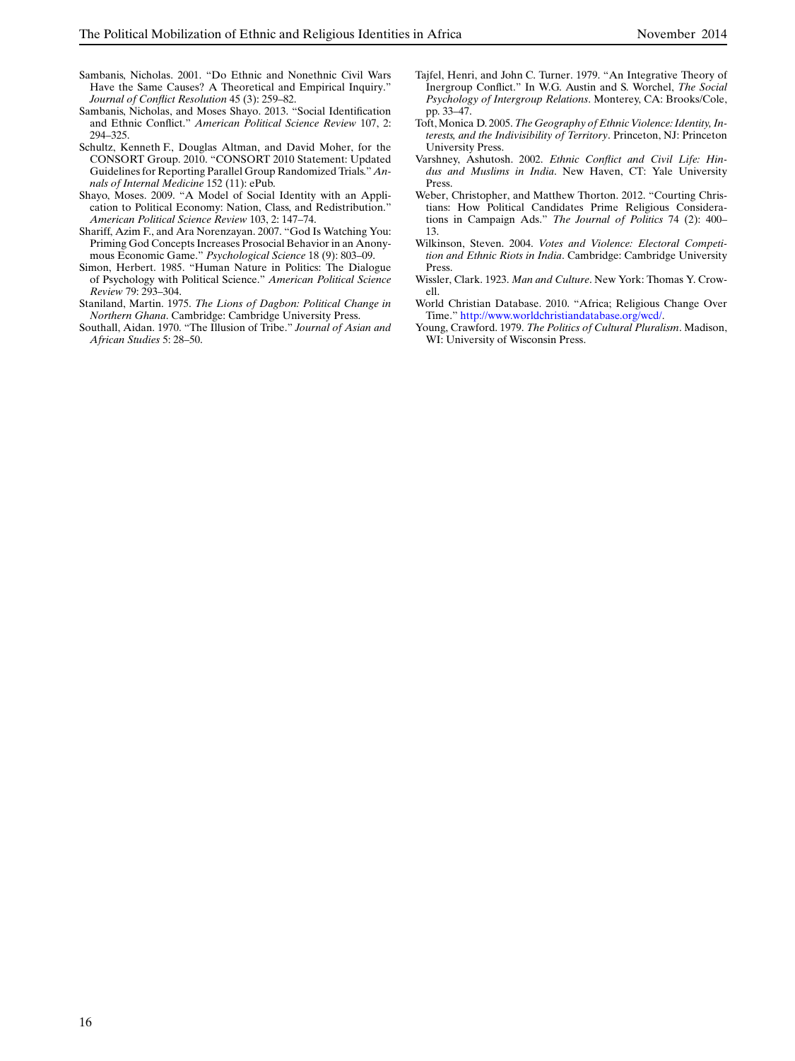Sambanis, Nicholas. 2001. "Do Ethnic and Nonethnic Civil Wars Have the Same Causes? A Theoretical and Empirical Inquiry." *Journal of Conflict Resolution* 45 (3): 259–82.

Sambanis, Nicholas, and Moses Shayo. 2013. "Social Identification and Ethnic Conflict." *American Political Science Review* 107, 2: 294–325.

Schultz, Kenneth F., Douglas Altman, and David Moher, for the CONSORT Group. 2010. "CONSORT 2010 Statement: Updated Guidelines for Reporting Parallel Group Randomized Trials." *Annals of Internal Medicine* 152 (11): ePub.

Shayo, Moses. 2009. "A Model of Social Identity with an Application to Political Economy: Nation, Class, and Redistribution." *American Political Science Review* 103, 2: 147–74.

Shariff, Azim F., and Ara Norenzayan. 2007. "God Is Watching You: Priming God Concepts Increases Prosocial Behavior in an Anonymous Economic Game." *Psychological Science* 18 (9): 803–09.

Simon, Herbert. 1985. "Human Nature in Politics: The Dialogue of Psychology with Political Science." *American Political Science Review* 79: 293–304.

Staniland, Martin. 1975. *The Lions of Dagbon: Political Change in Northern Ghana*. Cambridge: Cambridge University Press.

Southall, Aidan. 1970. "The Illusion of Tribe." *Journal of Asian and African Studies* 5: 28–50.

Tajfel, Henri, and John C. Turner. 1979. "An Integrative Theory of Inergroup Conflict." In W.G. Austin and S. Worchel, *The Social Psychology of Intergroup Relations*. Monterey, CA: Brooks/Cole, pp. 33–47.

Toft, Monica D. 2005. *The Geography of Ethnic Violence: Identity, Interests, and the Indivisibility of Territory*. Princeton, NJ: Princeton University Press.

Varshney, Ashutosh. 2002. *Ethnic Conflict and Civil Life: Hindus and Muslims in India*. New Haven, CT: Yale University Press.

Weber, Christopher, and Matthew Thorton. 2012. "Courting Christians: How Political Candidates Prime Religious Considerations in Campaign Ads." *The Journal of Politics* 74 (2): 400–13.

Wilkinson, Steven. 2004. *Votes and Violence: Electoral Competition and Ethnic Riots in India*. Cambridge: Cambridge University Press.

Wissler, Clark. 1923. *Man and Culture*. New York: Thomas Y. Crowell.

World Christian Database. 2010. "Africa; Religious Change Over Time." http://www.worldchristiandatabase.org/wcd/.

Young, Crawford. 1979. *The Politics of Cultural Pluralism*. Madison, WI: University of Wisconsin Press.